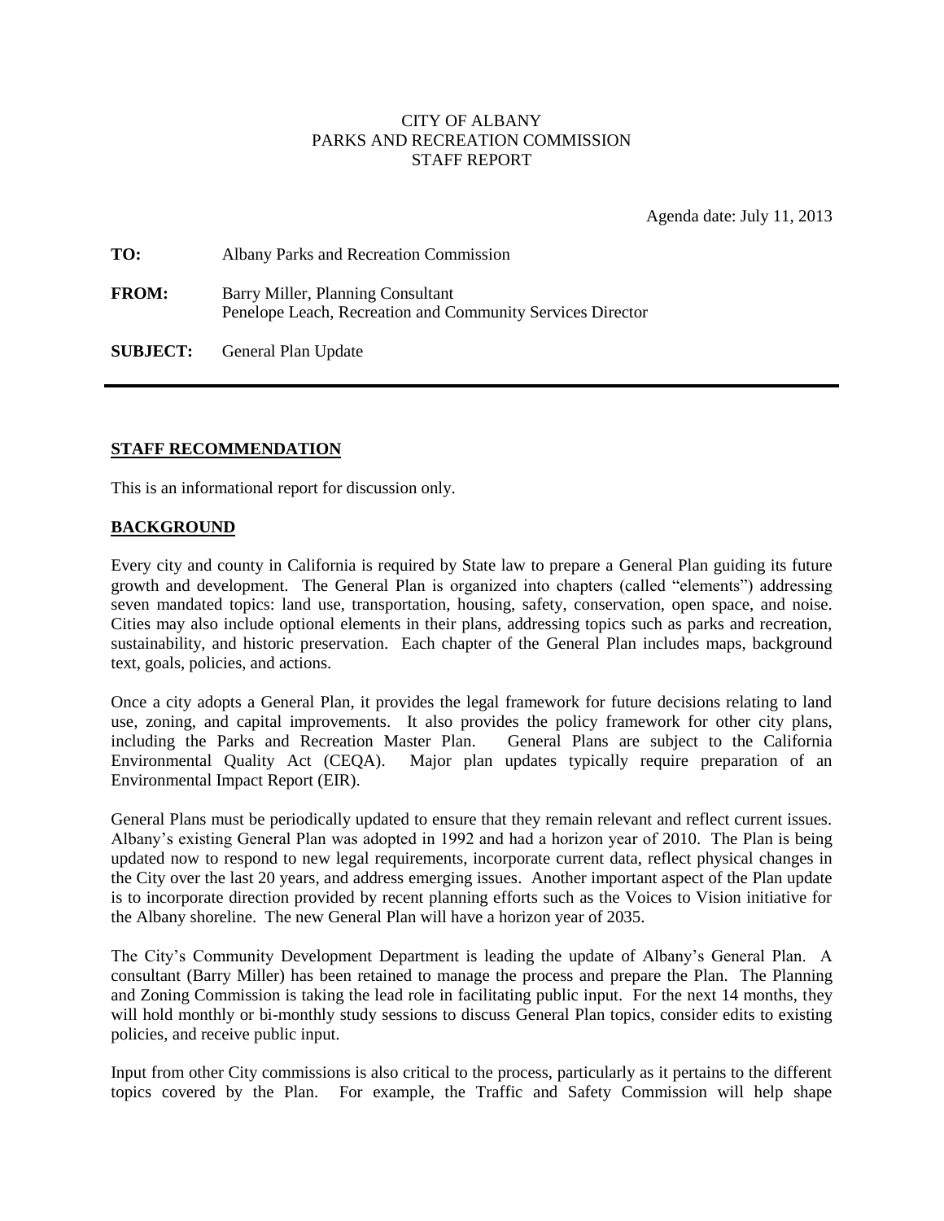CITY OF ALBANY
PARKS AND RECREATION COMMISSION
STAFF REPORT

Agenda date: July 11, 2013

**TO:** Albany Parks and Recreation Commission

**FROM:** Barry Miller, Planning Consultant
Penelope Leach, Recreation and Community Services Director

**SUBJECT:** General Plan Update

---

## STAFF RECOMMENDATION

This is an informational report for discussion only.

## BACKGROUND

Every city and county in California is required by State law to prepare a General Plan guiding its future growth and development. The General Plan is organized into chapters (called "elements") addressing seven mandated topics: land use, transportation, housing, safety, conservation, open space, and noise. Cities may also include optional elements in their plans, addressing topics such as parks and recreation, sustainability, and historic preservation. Each chapter of the General Plan includes maps, background text, goals, policies, and actions.

Once a city adopts a General Plan, it provides the legal framework for future decisions relating to land use, zoning, and capital improvements. It also provides the policy framework for other city plans, including the Parks and Recreation Master Plan. General Plans are subject to the California Environmental Quality Act (CEQA). Major plan updates typically require preparation of an Environmental Impact Report (EIR).

General Plans must be periodically updated to ensure that they remain relevant and reflect current issues. Albany's existing General Plan was adopted in 1992 and had a horizon year of 2010. The Plan is being updated now to respond to new legal requirements, incorporate current data, reflect physical changes in the City over the last 20 years, and address emerging issues. Another important aspect of the Plan update is to incorporate direction provided by recent planning efforts such as the Voices to Vision initiative for the Albany shoreline. The new General Plan will have a horizon year of 2035.

The City's Community Development Department is leading the update of Albany's General Plan. A consultant (Barry Miller) has been retained to manage the process and prepare the Plan. The Planning and Zoning Commission is taking the lead role in facilitating public input. For the next 14 months, they will hold monthly or bi-monthly study sessions to discuss General Plan topics, consider edits to existing policies, and receive public input.

Input from other City commissions is also critical to the process, particularly as it pertains to the different topics covered by the Plan. For example, the Traffic and Safety Commission will help shape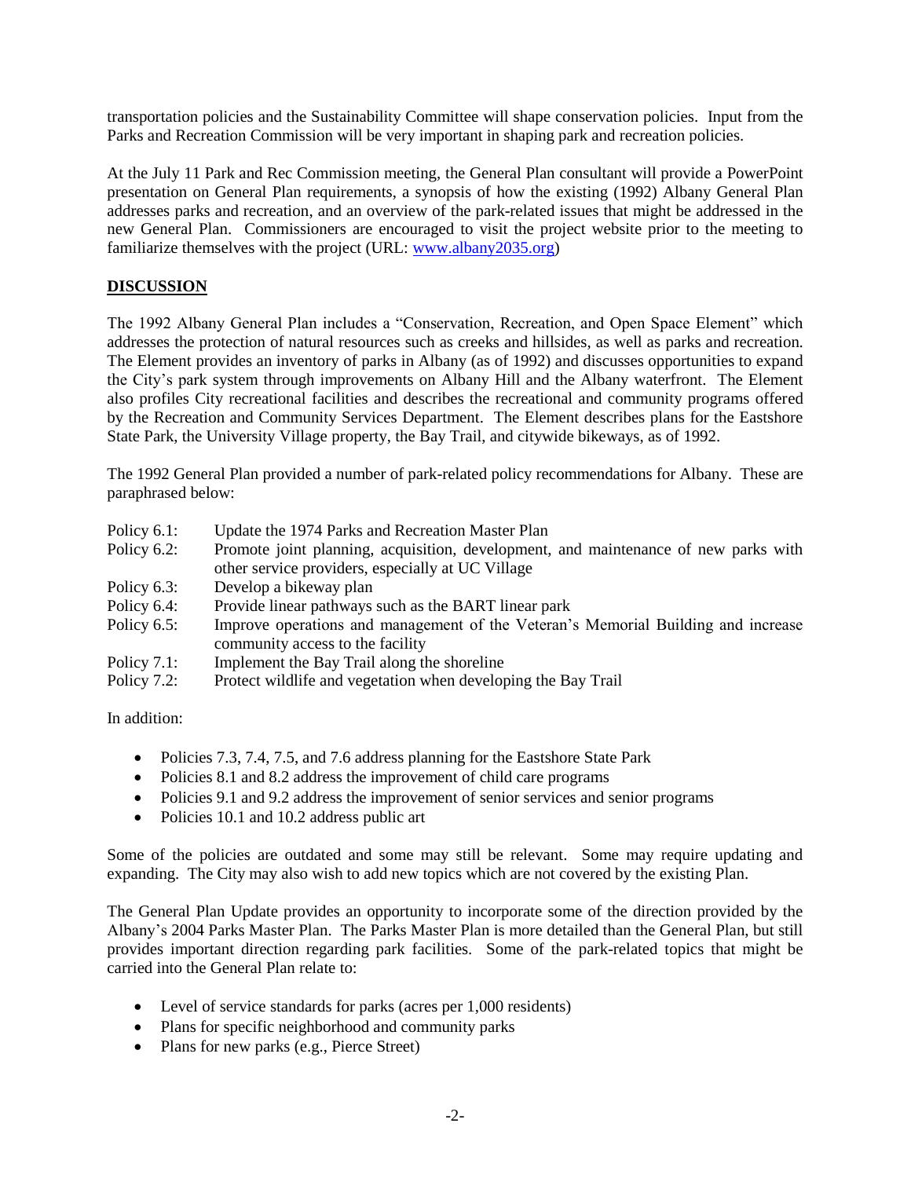transportation policies and the Sustainability Committee will shape conservation policies. Input from the Parks and Recreation Commission will be very important in shaping park and recreation policies.

At the July 11 Park and Rec Commission meeting, the General Plan consultant will provide a PowerPoint presentation on General Plan requirements, a synopsis of how the existing (1992) Albany General Plan addresses parks and recreation, and an overview of the park-related issues that might be addressed in the new General Plan. Commissioners are encouraged to visit the project website prior to the meeting to familiarize themselves with the project (URL: www.albany2035.org)

## DISCUSSION

The 1992 Albany General Plan includes a "Conservation, Recreation, and Open Space Element" which addresses the protection of natural resources such as creeks and hillsides, as well as parks and recreation. The Element provides an inventory of parks in Albany (as of 1992) and discusses opportunities to expand the City's park system through improvements on Albany Hill and the Albany waterfront. The Element also profiles City recreational facilities and describes the recreational and community programs offered by the Recreation and Community Services Department. The Element describes plans for the Eastshore State Park, the University Village property, the Bay Trail, and citywide bikeways, as of 1992.

The 1992 General Plan provided a number of park-related policy recommendations for Albany. These are paraphrased below:

| | |
|---|---|
| Policy 6.1: | Update the 1974 Parks and Recreation Master Plan |
| Policy 6.2: | Promote joint planning, acquisition, development, and maintenance of new parks with other service providers, especially at UC Village |
| Policy 6.3: | Develop a bikeway plan |
| Policy 6.4: | Provide linear pathways such as the BART linear park |
| Policy 6.5: | Improve operations and management of the Veteran's Memorial Building and increase community access to the facility |
| Policy 7.1: | Implement the Bay Trail along the shoreline |
| Policy 7.2: | Protect wildlife and vegetation when developing the Bay Trail |

In addition:

- Policies 7.3, 7.4, 7.5, and 7.6 address planning for the Eastshore State Park
- Policies 8.1 and 8.2 address the improvement of child care programs
- Policies 9.1 and 9.2 address the improvement of senior services and senior programs
- Policies 10.1 and 10.2 address public art

Some of the policies are outdated and some may still be relevant. Some may require updating and expanding. The City may also wish to add new topics which are not covered by the existing Plan.

The General Plan Update provides an opportunity to incorporate some of the direction provided by the Albany's 2004 Parks Master Plan. The Parks Master Plan is more detailed than the General Plan, but still provides important direction regarding park facilities. Some of the park-related topics that might be carried into the General Plan relate to:

- Level of service standards for parks (acres per 1,000 residents)
- Plans for specific neighborhood and community parks
- Plans for new parks (e.g., Pierce Street)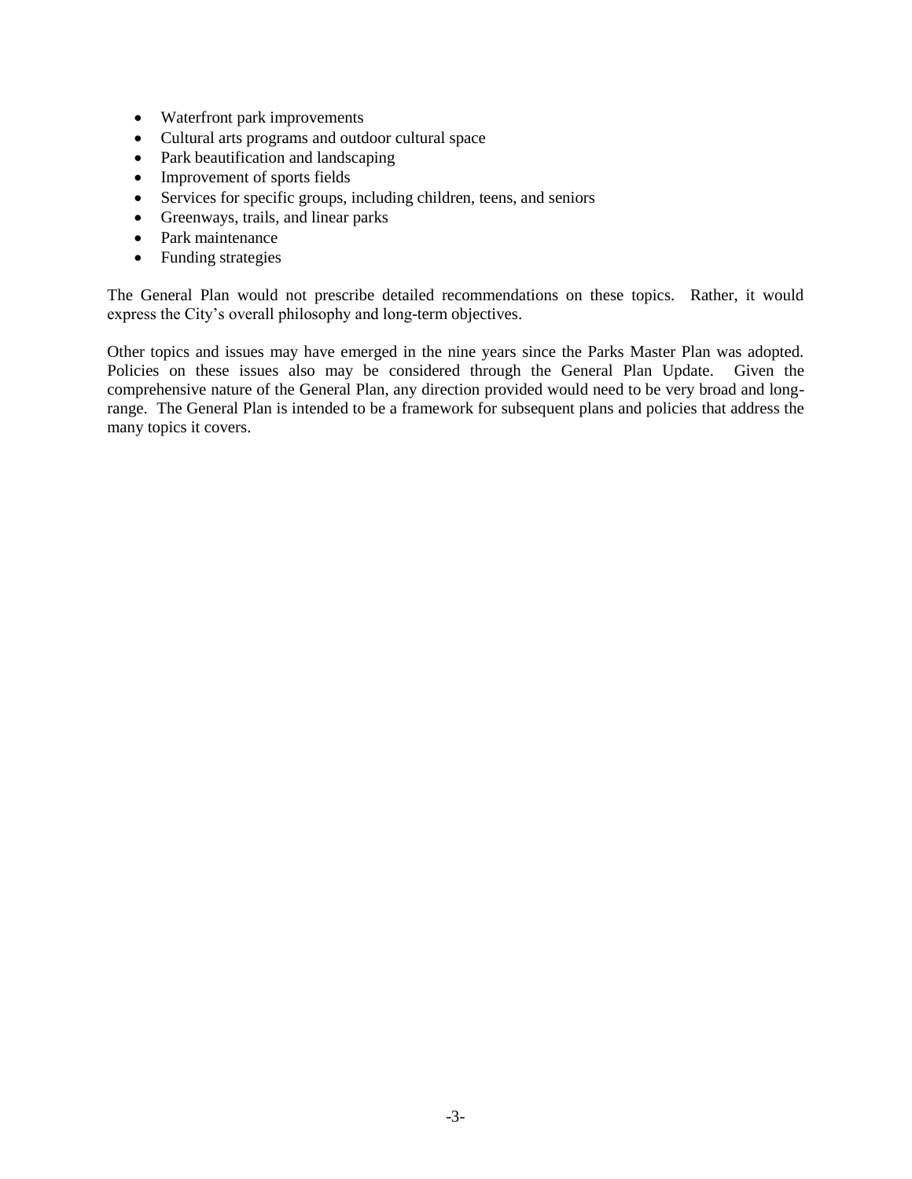- Waterfront park improvements
- Cultural arts programs and outdoor cultural space
- Park beautification and landscaping
- Improvement of sports fields
- Services for specific groups, including children, teens, and seniors
- Greenways, trails, and linear parks
- Park maintenance
- Funding strategies

The General Plan would not prescribe detailed recommendations on these topics. Rather, it would express the City's overall philosophy and long-term objectives.

Other topics and issues may have emerged in the nine years since the Parks Master Plan was adopted. Policies on these issues also may be considered through the General Plan Update. Given the comprehensive nature of the General Plan, any direction provided would need to be very broad and long-range. The General Plan is intended to be a framework for subsequent plans and policies that address the many topics it covers.